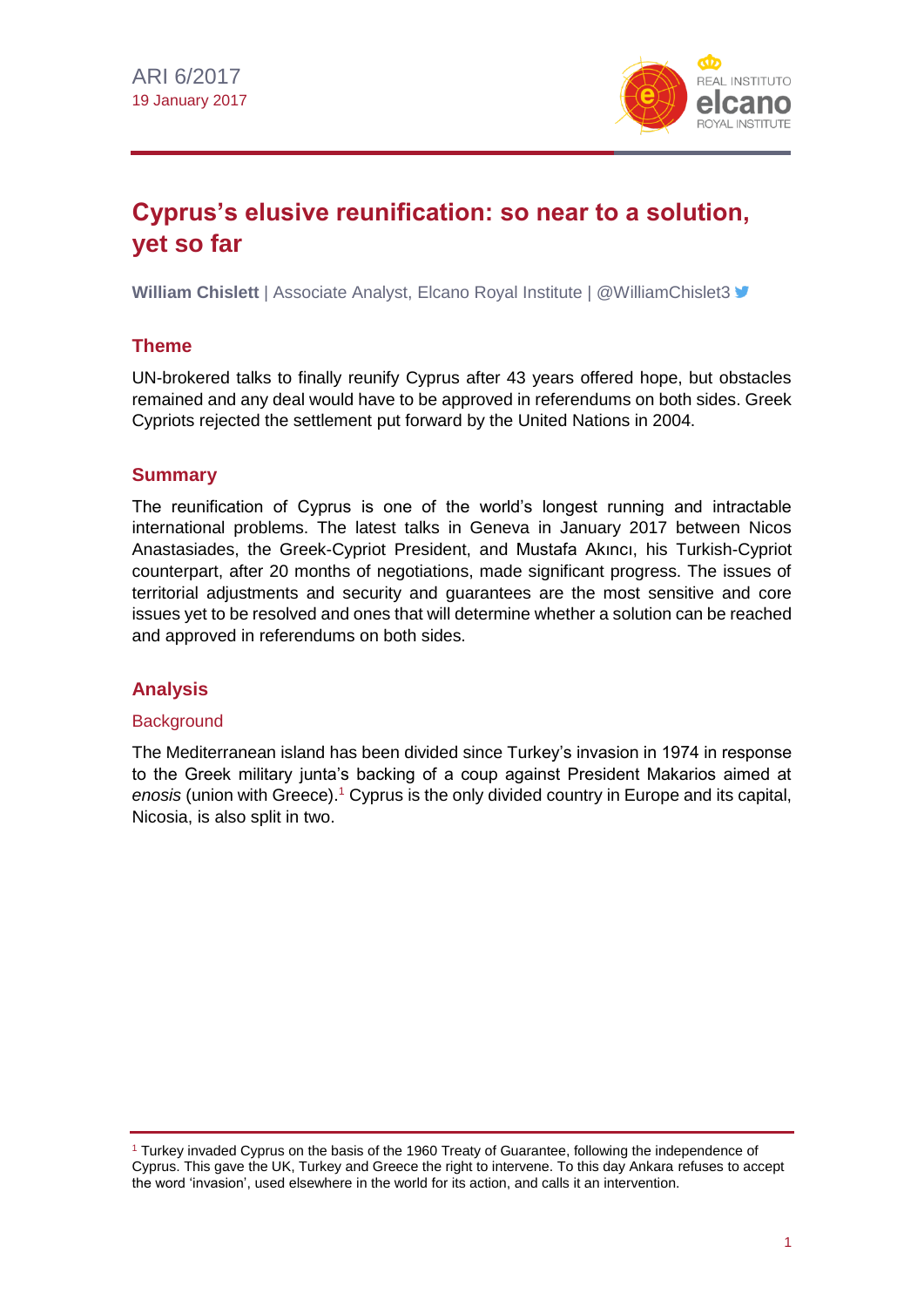ARI 6/2017
19 January 2017

# Cyprus's elusive reunification: so near to a solution, yet so far

**William Chislett** | Associate Analyst, Elcano Royal Institute | @WilliamChislet3

## Theme

UN-brokered talks to finally reunify Cyprus after 43 years offered hope, but obstacles remained and any deal would have to be approved in referendums on both sides. Greek Cypriots rejected the settlement put forward by the United Nations in 2004.

## Summary

The reunification of Cyprus is one of the world's longest running and intractable international problems. The latest talks in Geneva in January 2017 between Nicos Anastasiades, the Greek-Cypriot President, and Mustafa Akıncı, his Turkish-Cypriot counterpart, after 20 months of negotiations, made significant progress. The issues of territorial adjustments and security and guarantees are the most sensitive and core issues yet to be resolved and ones that will determine whether a solution can be reached and approved in referendums on both sides.

## Analysis

### Background

The Mediterranean island has been divided since Turkey's invasion in 1974 in response to the Greek military junta's backing of a coup against President Makarios aimed at *enosis* (union with Greece).[1] Cyprus is the only divided country in Europe and its capital, Nicosia, is also split in two.

[1] Turkey invaded Cyprus on the basis of the 1960 Treaty of Guarantee, following the independence of Cyprus. This gave the UK, Turkey and Greece the right to intervene. To this day Ankara refuses to accept the word 'invasion', used elsewhere in the world for its action, and calls it an intervention.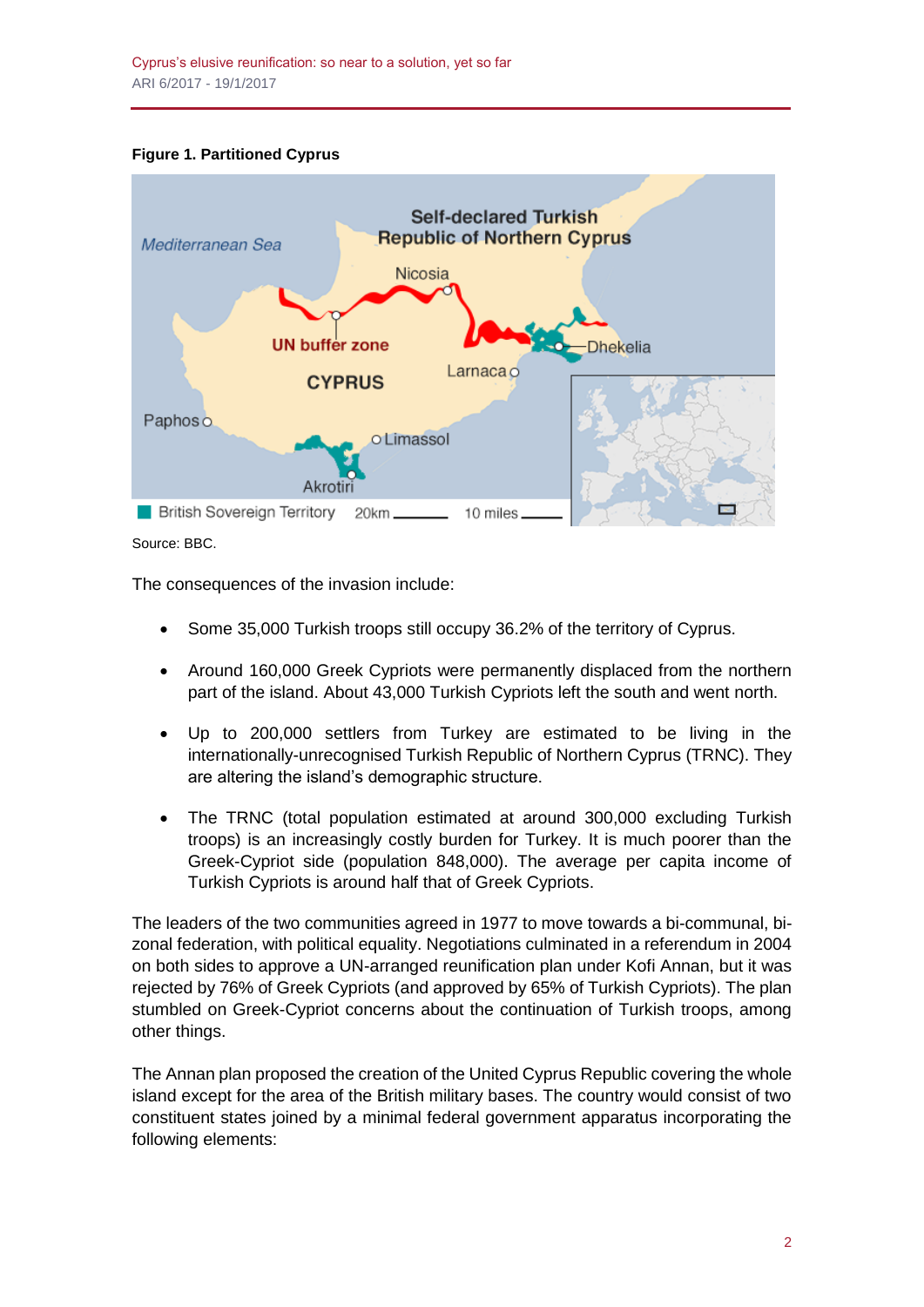**Figure 1. Partitioned Cyprus**

Source: BBC.

The consequences of the invasion include:

- Some 35,000 Turkish troops still occupy 36.2% of the territory of Cyprus.
- Around 160,000 Greek Cypriots were permanently displaced from the northern part of the island. About 43,000 Turkish Cypriots left the south and went north.
- Up to 200,000 settlers from Turkey are estimated to be living in the internationally-unrecognised Turkish Republic of Northern Cyprus (TRNC). They are altering the island's demographic structure.
- The TRNC (total population estimated at around 300,000 excluding Turkish troops) is an increasingly costly burden for Turkey. It is much poorer than the Greek-Cypriot side (population 848,000). The average per capita income of Turkish Cypriots is around half that of Greek Cypriots.

The leaders of the two communities agreed in 1977 to move towards a bi-communal, bi-zonal federation, with political equality. Negotiations culminated in a referendum in 2004 on both sides to approve a UN-arranged reunification plan under Kofi Annan, but it was rejected by 76% of Greek Cypriots (and approved by 65% of Turkish Cypriots). The plan stumbled on Greek-Cypriot concerns about the continuation of Turkish troops, among other things.

The Annan plan proposed the creation of the United Cyprus Republic covering the whole island except for the area of the British military bases. The country would consist of two constituent states joined by a minimal federal government apparatus incorporating the following elements: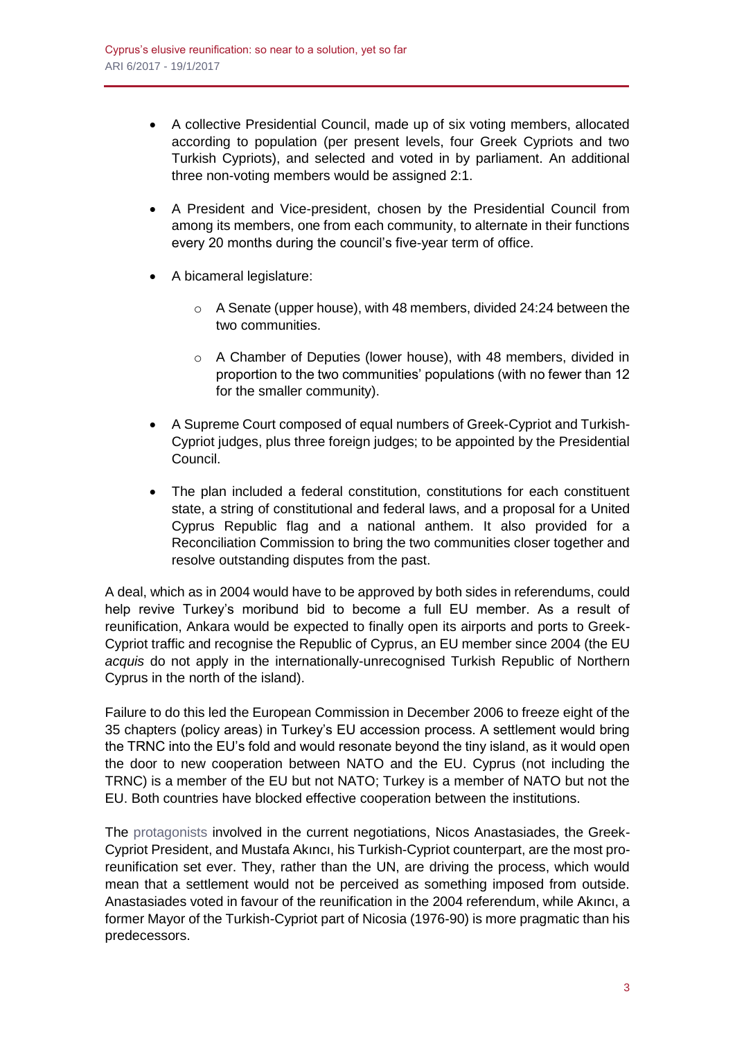- A collective Presidential Council, made up of six voting members, allocated according to population (per present levels, four Greek Cypriots and two Turkish Cypriots), and selected and voted in by parliament. An additional three non-voting members would be assigned 2:1.

- A President and Vice-president, chosen by the Presidential Council from among its members, one from each community, to alternate in their functions every 20 months during the council's five-year term of office.

- A bicameral legislature:

  - A Senate (upper house), with 48 members, divided 24:24 between the two communities.

  - A Chamber of Deputies (lower house), with 48 members, divided in proportion to the two communities' populations (with no fewer than 12 for the smaller community).

- A Supreme Court composed of equal numbers of Greek-Cypriot and Turkish-Cypriot judges, plus three foreign judges; to be appointed by the Presidential Council.

- The plan included a federal constitution, constitutions for each constituent state, a string of constitutional and federal laws, and a proposal for a United Cyprus Republic flag and a national anthem. It also provided for a Reconciliation Commission to bring the two communities closer together and resolve outstanding disputes from the past.

A deal, which as in 2004 would have to be approved by both sides in referendums, could help revive Turkey's moribund bid to become a full EU member. As a result of reunification, Ankara would be expected to finally open its airports and ports to Greek-Cypriot traffic and recognise the Republic of Cyprus, an EU member since 2004 (the EU *acquis* do not apply in the internationally-unrecognised Turkish Republic of Northern Cyprus in the north of the island).

Failure to do this led the European Commission in December 2006 to freeze eight of the 35 chapters (policy areas) in Turkey's EU accession process. A settlement would bring the TRNC into the EU's fold and would resonate beyond the tiny island, as it would open the door to new cooperation between NATO and the EU. Cyprus (not including the TRNC) is a member of the EU but not NATO; Turkey is a member of NATO but not the EU. Both countries have blocked effective cooperation between the institutions.

The protagonists involved in the current negotiations, Nicos Anastasiades, the Greek-Cypriot President, and Mustafa Akıncı, his Turkish-Cypriot counterpart, are the most pro-reunification set ever. They, rather than the UN, are driving the process, which would mean that a settlement would not be perceived as something imposed from outside. Anastasiades voted in favour of the reunification in the 2004 referendum, while Akıncı, a former Mayor of the Turkish-Cypriot part of Nicosia (1976-90) is more pragmatic than his predecessors.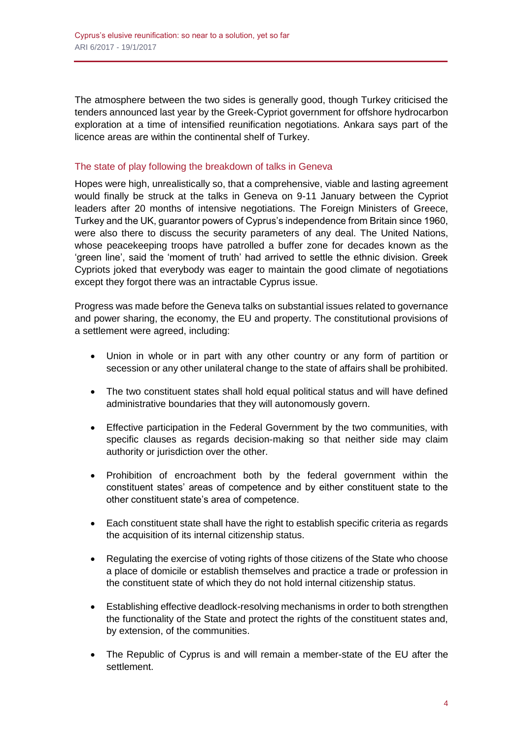The atmosphere between the two sides is generally good, though Turkey criticised the tenders announced last year by the Greek-Cypriot government for offshore hydrocarbon exploration at a time of intensified reunification negotiations. Ankara says part of the licence areas are within the continental shelf of Turkey.

## The state of play following the breakdown of talks in Geneva

Hopes were high, unrealistically so, that a comprehensive, viable and lasting agreement would finally be struck at the talks in Geneva on 9-11 January between the Cypriot leaders after 20 months of intensive negotiations. The Foreign Ministers of Greece, Turkey and the UK, guarantor powers of Cyprus's independence from Britain since 1960, were also there to discuss the security parameters of any deal. The United Nations, whose peacekeeping troops have patrolled a buffer zone for decades known as the 'green line', said the 'moment of truth' had arrived to settle the ethnic division. Greek Cypriots joked that everybody was eager to maintain the good climate of negotiations except they forgot there was an intractable Cyprus issue.

Progress was made before the Geneva talks on substantial issues related to governance and power sharing, the economy, the EU and property. The constitutional provisions of a settlement were agreed, including:

- Union in whole or in part with any other country or any form of partition or secession or any other unilateral change to the state of affairs shall be prohibited.
- The two constituent states shall hold equal political status and will have defined administrative boundaries that they will autonomously govern.
- Effective participation in the Federal Government by the two communities, with specific clauses as regards decision-making so that neither side may claim authority or jurisdiction over the other.
- Prohibition of encroachment both by the federal government within the constituent states' areas of competence and by either constituent state to the other constituent state's area of competence.
- Each constituent state shall have the right to establish specific criteria as regards the acquisition of its internal citizenship status.
- Regulating the exercise of voting rights of those citizens of the State who choose a place of domicile or establish themselves and practice a trade or profession in the constituent state of which they do not hold internal citizenship status.
- Establishing effective deadlock-resolving mechanisms in order to both strengthen the functionality of the State and protect the rights of the constituent states and, by extension, of the communities.
- The Republic of Cyprus is and will remain a member-state of the EU after the settlement.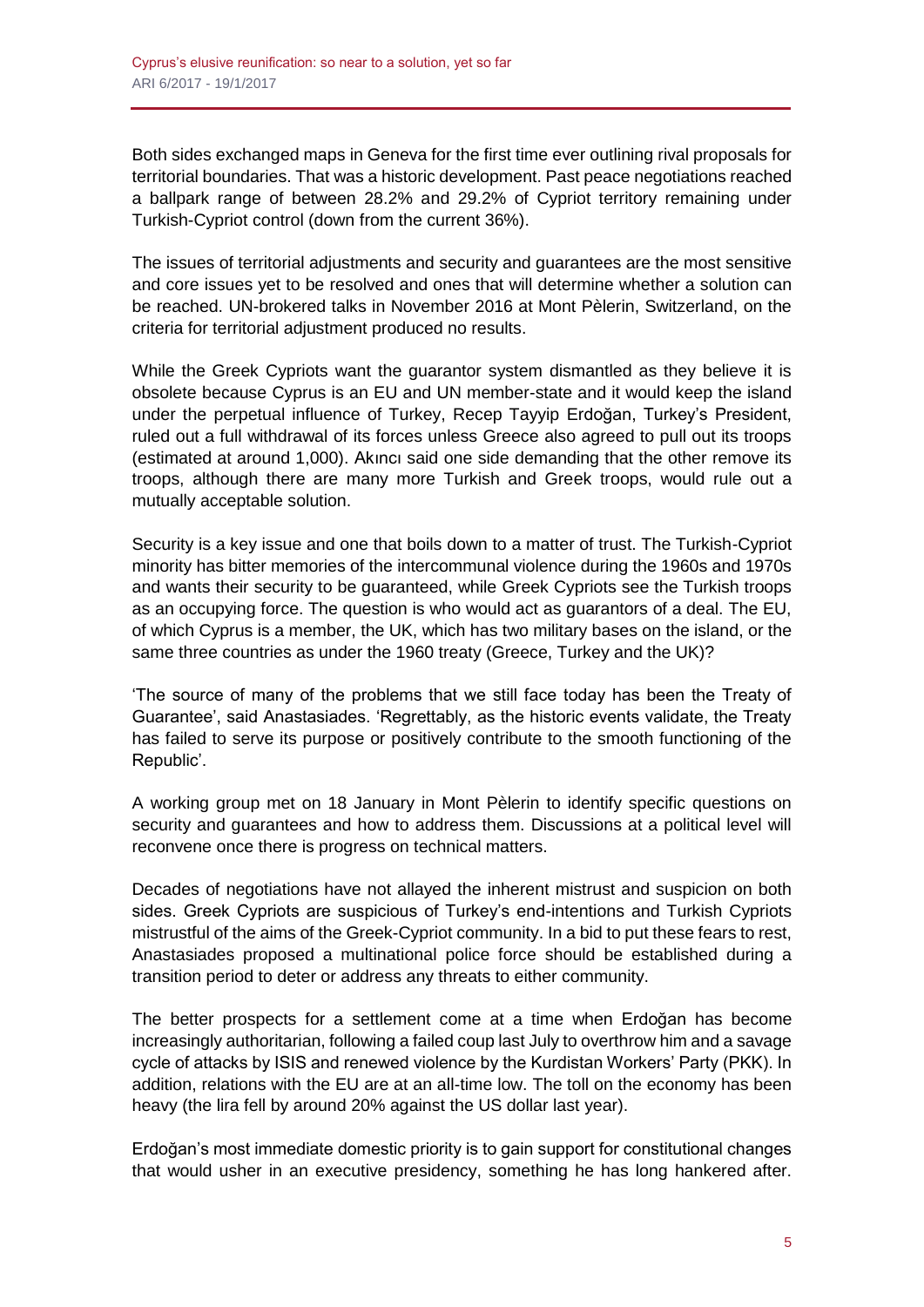Both sides exchanged maps in Geneva for the first time ever outlining rival proposals for territorial boundaries. That was a historic development. Past peace negotiations reached a ballpark range of between 28.2% and 29.2% of Cypriot territory remaining under Turkish-Cypriot control (down from the current 36%).

The issues of territorial adjustments and security and guarantees are the most sensitive and core issues yet to be resolved and ones that will determine whether a solution can be reached. UN-brokered talks in November 2016 at Mont Pèlerin, Switzerland, on the criteria for territorial adjustment produced no results.

While the Greek Cypriots want the guarantor system dismantled as they believe it is obsolete because Cyprus is an EU and UN member-state and it would keep the island under the perpetual influence of Turkey, Recep Tayyip Erdoğan, Turkey's President, ruled out a full withdrawal of its forces unless Greece also agreed to pull out its troops (estimated at around 1,000). Akıncı said one side demanding that the other remove its troops, although there are many more Turkish and Greek troops, would rule out a mutually acceptable solution.

Security is a key issue and one that boils down to a matter of trust. The Turkish-Cypriot minority has bitter memories of the intercommunal violence during the 1960s and 1970s and wants their security to be guaranteed, while Greek Cypriots see the Turkish troops as an occupying force. The question is who would act as guarantors of a deal. The EU, of which Cyprus is a member, the UK, which has two military bases on the island, or the same three countries as under the 1960 treaty (Greece, Turkey and the UK)?

'The source of many of the problems that we still face today has been the Treaty of Guarantee', said Anastasiades. 'Regrettably, as the historic events validate, the Treaty has failed to serve its purpose or positively contribute to the smooth functioning of the Republic'.

A working group met on 18 January in Mont Pèlerin to identify specific questions on security and guarantees and how to address them. Discussions at a political level will reconvene once there is progress on technical matters.

Decades of negotiations have not allayed the inherent mistrust and suspicion on both sides. Greek Cypriots are suspicious of Turkey's end-intentions and Turkish Cypriots mistrustful of the aims of the Greek-Cypriot community. In a bid to put these fears to rest, Anastasiades proposed a multinational police force should be established during a transition period to deter or address any threats to either community.

The better prospects for a settlement come at a time when Erdoğan has become increasingly authoritarian, following a failed coup last July to overthrow him and a savage cycle of attacks by ISIS and renewed violence by the Kurdistan Workers' Party (PKK). In addition, relations with the EU are at an all-time low. The toll on the economy has been heavy (the lira fell by around 20% against the US dollar last year).

Erdoğan's most immediate domestic priority is to gain support for constitutional changes that would usher in an executive presidency, something he has long hankered after.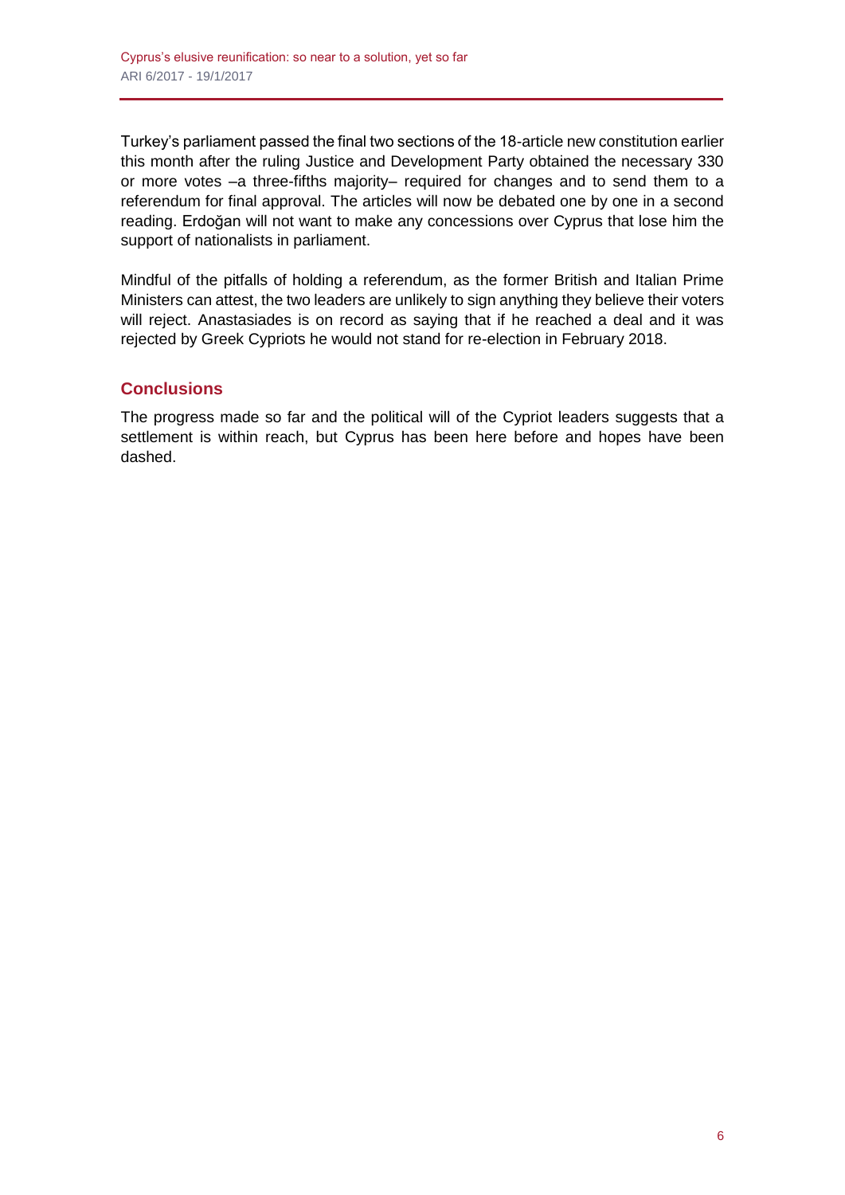Turkey's parliament passed the final two sections of the 18-article new constitution earlier this month after the ruling Justice and Development Party obtained the necessary 330 or more votes –a three-fifths majority– required for changes and to send them to a referendum for final approval. The articles will now be debated one by one in a second reading. Erdoğan will not want to make any concessions over Cyprus that lose him the support of nationalists in parliament.

Mindful of the pitfalls of holding a referendum, as the former British and Italian Prime Ministers can attest, the two leaders are unlikely to sign anything they believe their voters will reject. Anastasiades is on record as saying that if he reached a deal and it was rejected by Greek Cypriots he would not stand for re-election in February 2018.

## Conclusions

The progress made so far and the political will of the Cypriot leaders suggests that a settlement is within reach, but Cyprus has been here before and hopes have been dashed.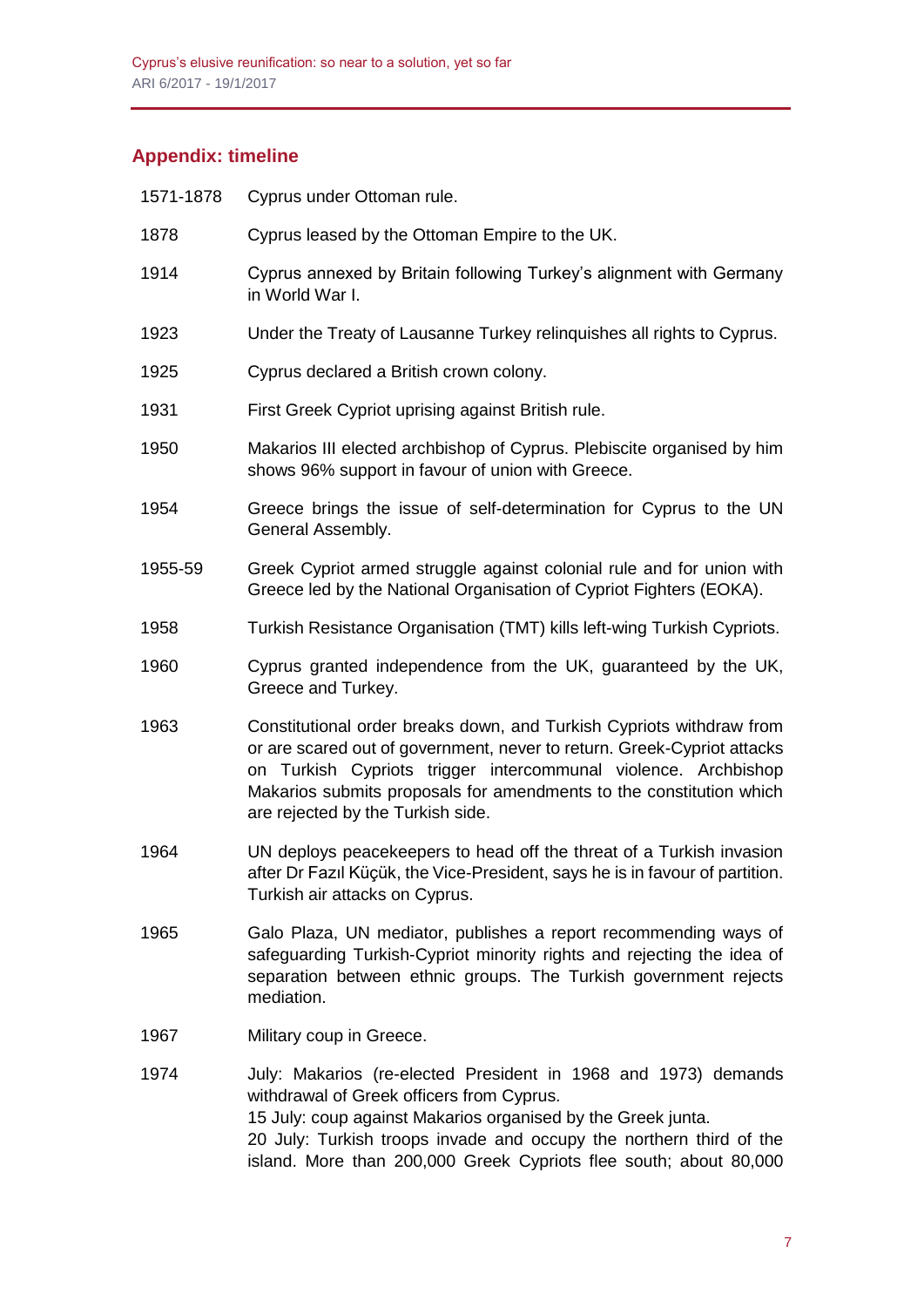## Appendix: timeline

| | |
|---|---|
| 1571-1878 | Cyprus under Ottoman rule. |
| 1878 | Cyprus leased by the Ottoman Empire to the UK. |
| 1914 | Cyprus annexed by Britain following Turkey's alignment with Germany in World War I. |
| 1923 | Under the Treaty of Lausanne Turkey relinquishes all rights to Cyprus. |
| 1925 | Cyprus declared a British crown colony. |
| 1931 | First Greek Cypriot uprising against British rule. |
| 1950 | Makarios III elected archbishop of Cyprus. Plebiscite organised by him shows 96% support in favour of union with Greece. |
| 1954 | Greece brings the issue of self-determination for Cyprus to the UN General Assembly. |
| 1955-59 | Greek Cypriot armed struggle against colonial rule and for union with Greece led by the National Organisation of Cypriot Fighters (EOKA). |
| 1958 | Turkish Resistance Organisation (TMT) kills left-wing Turkish Cypriots. |
| 1960 | Cyprus granted independence from the UK, guaranteed by the UK, Greece and Turkey. |
| 1963 | Constitutional order breaks down, and Turkish Cypriots withdraw from or are scared out of government, never to return. Greek-Cypriot attacks on Turkish Cypriots trigger intercommunal violence. Archbishop Makarios submits proposals for amendments to the constitution which are rejected by the Turkish side. |
| 1964 | UN deploys peacekeepers to head off the threat of a Turkish invasion after Dr Fazıl Küçük, the Vice-President, says he is in favour of partition. Turkish air attacks on Cyprus. |
| 1965 | Galo Plaza, UN mediator, publishes a report recommending ways of safeguarding Turkish-Cypriot minority rights and rejecting the idea of separation between ethnic groups. The Turkish government rejects mediation. |
| 1967 | Military coup in Greece. |
| 1974 | July: Makarios (re-elected President in 1968 and 1973) demands withdrawal of Greek officers from Cyprus.<br>15 July: coup against Makarios organised by the Greek junta.<br>20 July: Turkish troops invade and occupy the northern third of the island. More than 200,000 Greek Cypriots flee south; about 80,000 |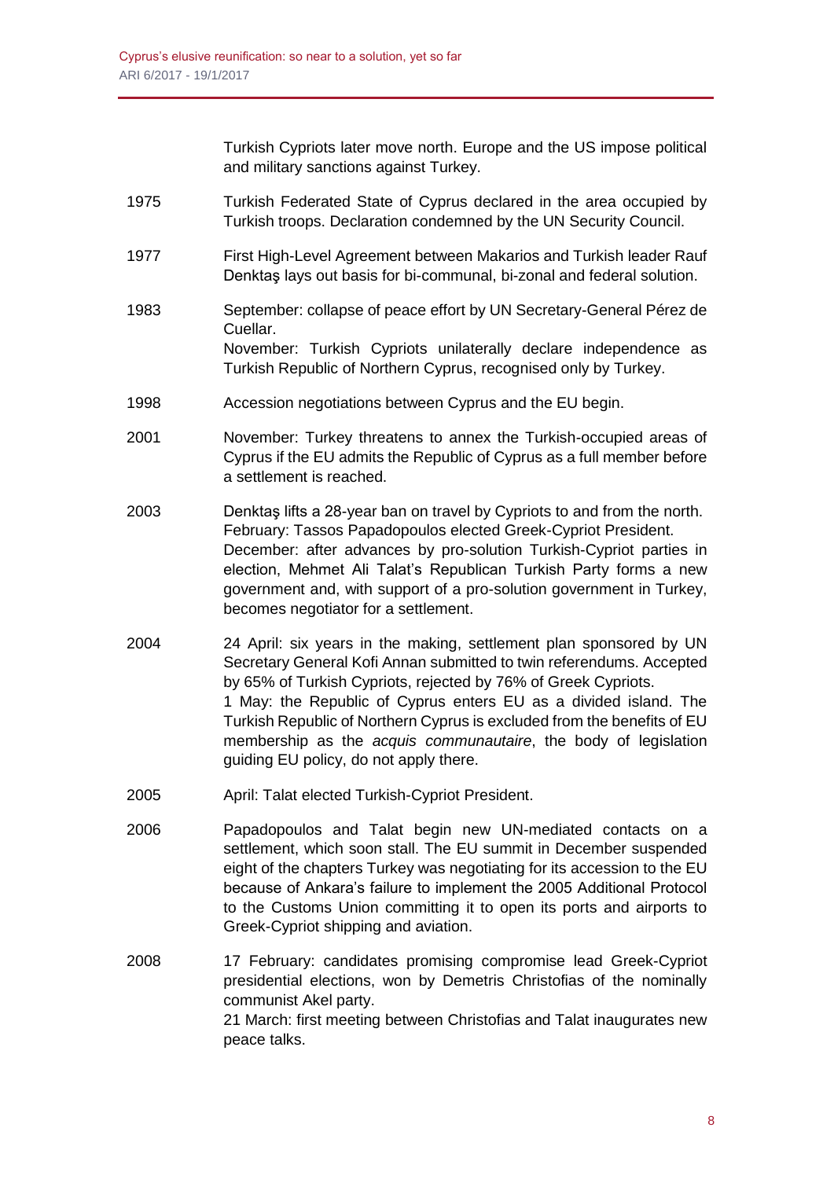| | |
|---|---|
| | Turkish Cypriots later move north. Europe and the US impose political and military sanctions against Turkey. |
| 1975 | Turkish Federated State of Cyprus declared in the area occupied by Turkish troops. Declaration condemned by the UN Security Council. |
| 1977 | First High-Level Agreement between Makarios and Turkish leader Rauf Denktaş lays out basis for bi-communal, bi-zonal and federal solution. |
| 1983 | September: collapse of peace effort by UN Secretary-General Pérez de Cuellar.<br>November: Turkish Cypriots unilaterally declare independence as Turkish Republic of Northern Cyprus, recognised only by Turkey. |
| 1998 | Accession negotiations between Cyprus and the EU begin. |
| 2001 | November: Turkey threatens to annex the Turkish-occupied areas of Cyprus if the EU admits the Republic of Cyprus as a full member before a settlement is reached. |
| 2003 | Denktaş lifts a 28-year ban on travel by Cypriots to and from the north.<br>February: Tassos Papadopoulos elected Greek-Cypriot President.<br>December: after advances by pro-solution Turkish-Cypriot parties in election, Mehmet Ali Talat's Republican Turkish Party forms a new government and, with support of a pro-solution government in Turkey, becomes negotiator for a settlement. |
| 2004 | 24 April: six years in the making, settlement plan sponsored by UN Secretary General Kofi Annan submitted to twin referendums. Accepted by 65% of Turkish Cypriots, rejected by 76% of Greek Cypriots.<br>1 May: the Republic of Cyprus enters EU as a divided island. The Turkish Republic of Northern Cyprus is excluded from the benefits of EU membership as the *acquis communautaire*, the body of legislation guiding EU policy, do not apply there. |
| 2005 | April: Talat elected Turkish-Cypriot President. |
| 2006 | Papadopoulos and Talat begin new UN-mediated contacts on a settlement, which soon stall. The EU summit in December suspended eight of the chapters Turkey was negotiating for its accession to the EU because of Ankara's failure to implement the 2005 Additional Protocol to the Customs Union committing it to open its ports and airports to Greek-Cypriot shipping and aviation. |
| 2008 | 17 February: candidates promising compromise lead Greek-Cypriot presidential elections, won by Demetris Christofias of the nominally communist Akel party.<br>21 March: first meeting between Christofias and Talat inaugurates new peace talks. |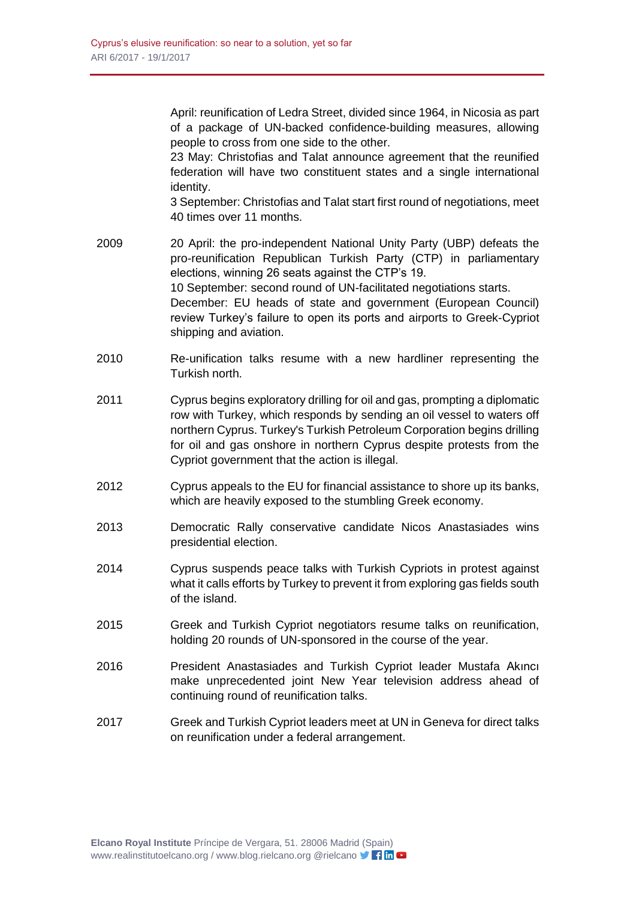| | |
|---|---|
| | April: reunification of Ledra Street, divided since 1964, in Nicosia as part of a package of UN-backed confidence-building measures, allowing people to cross from one side to the other.<br>23 May: Christofias and Talat announce agreement that the reunified federation will have two constituent states and a single international identity.<br>3 September: Christofias and Talat start first round of negotiations, meet 40 times over 11 months. |
| 2009 | 20 April: the pro-independent National Unity Party (UBP) defeats the pro-reunification Republican Turkish Party (CTP) in parliamentary elections, winning 26 seats against the CTP's 19.<br>10 September: second round of UN-facilitated negotiations starts.<br>December: EU heads of state and government (European Council) review Turkey's failure to open its ports and airports to Greek-Cypriot shipping and aviation. |
| 2010 | Re-unification talks resume with a new hardliner representing the Turkish north. |
| 2011 | Cyprus begins exploratory drilling for oil and gas, prompting a diplomatic row with Turkey, which responds by sending an oil vessel to waters off northern Cyprus. Turkey's Turkish Petroleum Corporation begins drilling for oil and gas onshore in northern Cyprus despite protests from the Cypriot government that the action is illegal. |
| 2012 | Cyprus appeals to the EU for financial assistance to shore up its banks, which are heavily exposed to the stumbling Greek economy. |
| 2013 | Democratic Rally conservative candidate Nicos Anastasiades wins presidential election. |
| 2014 | Cyprus suspends peace talks with Turkish Cypriots in protest against what it calls efforts by Turkey to prevent it from exploring gas fields south of the island. |
| 2015 | Greek and Turkish Cypriot negotiators resume talks on reunification, holding 20 rounds of UN-sponsored in the course of the year. |
| 2016 | President Anastasiades and Turkish Cypriot leader Mustafa Akıncı make unprecedented joint New Year television address ahead of continuing round of reunification talks. |
| 2017 | Greek and Turkish Cypriot leaders meet at UN in Geneva for direct talks on reunification under a federal arrangement. |